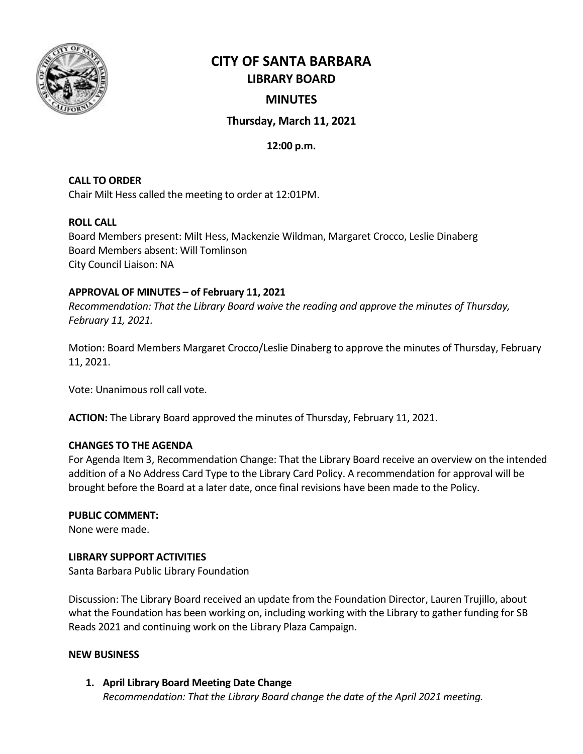# CITY OF SANTA BARBARA

## LIBRARY BOARD

## MINUTES

**Thursday, March 11, 2021**

**12:00 p.m.**

**CALL TO ORDER**

Chair Milt Hess called the meeting to order at 12:01PM.

**ROLL CALL**

Board Members present: Milt Hess, Mackenzie Wildman, Margaret Crocco, Leslie Dinaberg
Board Members absent: Will Tomlinson
City Council Liaison: NA

**APPROVAL OF MINUTES – of February 11, 2021**

*Recommendation: That the Library Board waive the reading and approve the minutes of Thursday, February 11, 2021.*

Motion: Board Members Margaret Crocco/Leslie Dinaberg to approve the minutes of Thursday, February 11, 2021.

Vote: Unanimous roll call vote.

**ACTION:** The Library Board approved the minutes of Thursday, February 11, 2021.

**CHANGES TO THE AGENDA**

For Agenda Item 3, Recommendation Change: That the Library Board receive an overview on the intended addition of a No Address Card Type to the Library Card Policy. A recommendation for approval will be brought before the Board at a later date, once final revisions have been made to the Policy.

**PUBLIC COMMENT:**

None were made.

**LIBRARY SUPPORT ACTIVITIES**

Santa Barbara Public Library Foundation

Discussion: The Library Board received an update from the Foundation Director, Lauren Trujillo, about what the Foundation has been working on, including working with the Library to gather funding for SB Reads 2021 and continuing work on the Library Plaza Campaign.

**NEW BUSINESS**

1. **April Library Board Meeting Date Change**
   *Recommendation: That the Library Board change the date of the April 2021 meeting.*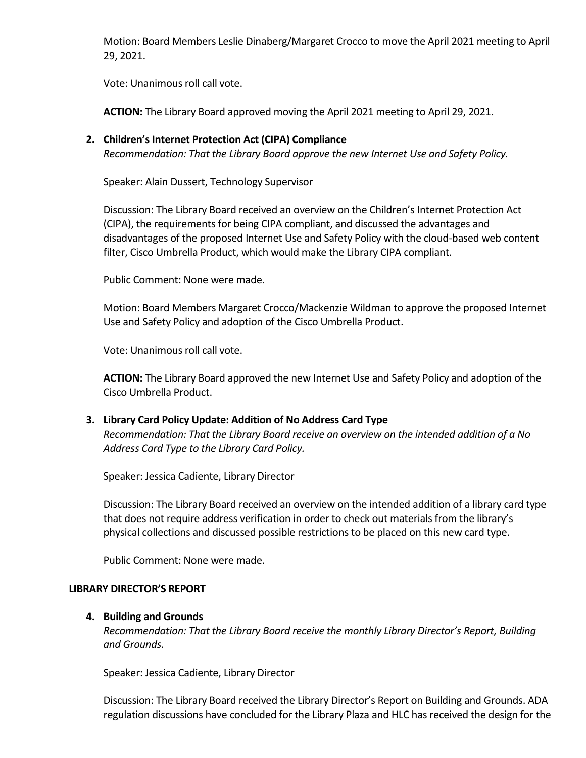Motion: Board Members Leslie Dinaberg/Margaret Crocco to move the April 2021 meeting to April 29, 2021.

Vote: Unanimous roll call vote.

**ACTION:** The Library Board approved moving the April 2021 meeting to April 29, 2021.

2. **Children's Internet Protection Act (CIPA) Compliance**

   *Recommendation: That the Library Board approve the new Internet Use and Safety Policy.*

   Speaker: Alain Dussert, Technology Supervisor

   Discussion: The Library Board received an overview on the Children's Internet Protection Act (CIPA), the requirements for being CIPA compliant, and discussed the advantages and disadvantages of the proposed Internet Use and Safety Policy with the cloud-based web content filter, Cisco Umbrella Product, which would make the Library CIPA compliant.

   Public Comment: None were made.

   Motion: Board Members Margaret Crocco/Mackenzie Wildman to approve the proposed Internet Use and Safety Policy and adoption of the Cisco Umbrella Product.

   Vote: Unanimous roll call vote.

   **ACTION:** The Library Board approved the new Internet Use and Safety Policy and adoption of the Cisco Umbrella Product.

3. **Library Card Policy Update: Addition of No Address Card Type**

   *Recommendation: That the Library Board receive an overview on the intended addition of a No Address Card Type to the Library Card Policy.*

   Speaker: Jessica Cadiente, Library Director

   Discussion: The Library Board received an overview on the intended addition of a library card type that does not require address verification in order to check out materials from the library's physical collections and discussed possible restrictions to be placed on this new card type.

   Public Comment: None were made.

## LIBRARY DIRECTOR'S REPORT

4. **Building and Grounds**

   *Recommendation: That the Library Board receive the monthly Library Director's Report, Building and Grounds.*

   Speaker: Jessica Cadiente, Library Director

   Discussion: The Library Board received the Library Director's Report on Building and Grounds. ADA regulation discussions have concluded for the Library Plaza and HLC has received the design for the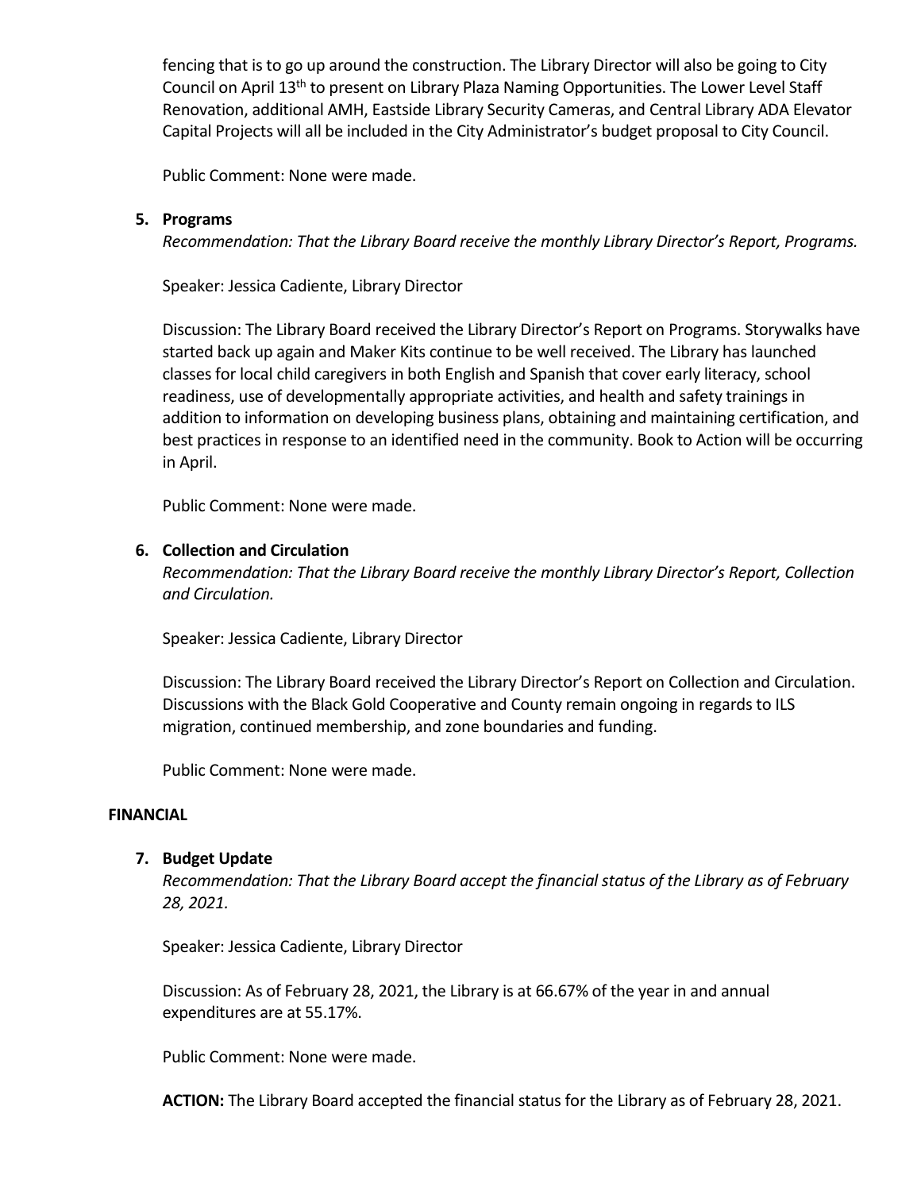fencing that is to go up around the construction. The Library Director will also be going to City Council on April 13th to present on Library Plaza Naming Opportunities. The Lower Level Staff Renovation, additional AMH, Eastside Library Security Cameras, and Central Library ADA Elevator Capital Projects will all be included in the City Administrator's budget proposal to City Council.

Public Comment: None were made.

**5. Programs**

*Recommendation: That the Library Board receive the monthly Library Director's Report, Programs.*

Speaker: Jessica Cadiente, Library Director

Discussion: The Library Board received the Library Director's Report on Programs. Storywalks have started back up again and Maker Kits continue to be well received. The Library has launched classes for local child caregivers in both English and Spanish that cover early literacy, school readiness, use of developmentally appropriate activities, and health and safety trainings in addition to information on developing business plans, obtaining and maintaining certification, and best practices in response to an identified need in the community. Book to Action will be occurring in April.

Public Comment: None were made.

**6. Collection and Circulation**

*Recommendation: That the Library Board receive the monthly Library Director's Report, Collection and Circulation.*

Speaker: Jessica Cadiente, Library Director

Discussion: The Library Board received the Library Director's Report on Collection and Circulation. Discussions with the Black Gold Cooperative and County remain ongoing in regards to ILS migration, continued membership, and zone boundaries and funding.

Public Comment: None were made.

**FINANCIAL**

**7. Budget Update**

*Recommendation: That the Library Board accept the financial status of the Library as of February 28, 2021.*

Speaker: Jessica Cadiente, Library Director

Discussion: As of February 28, 2021, the Library is at 66.67% of the year in and annual expenditures are at 55.17%.

Public Comment: None were made.

**ACTION:** The Library Board accepted the financial status for the Library as of February 28, 2021.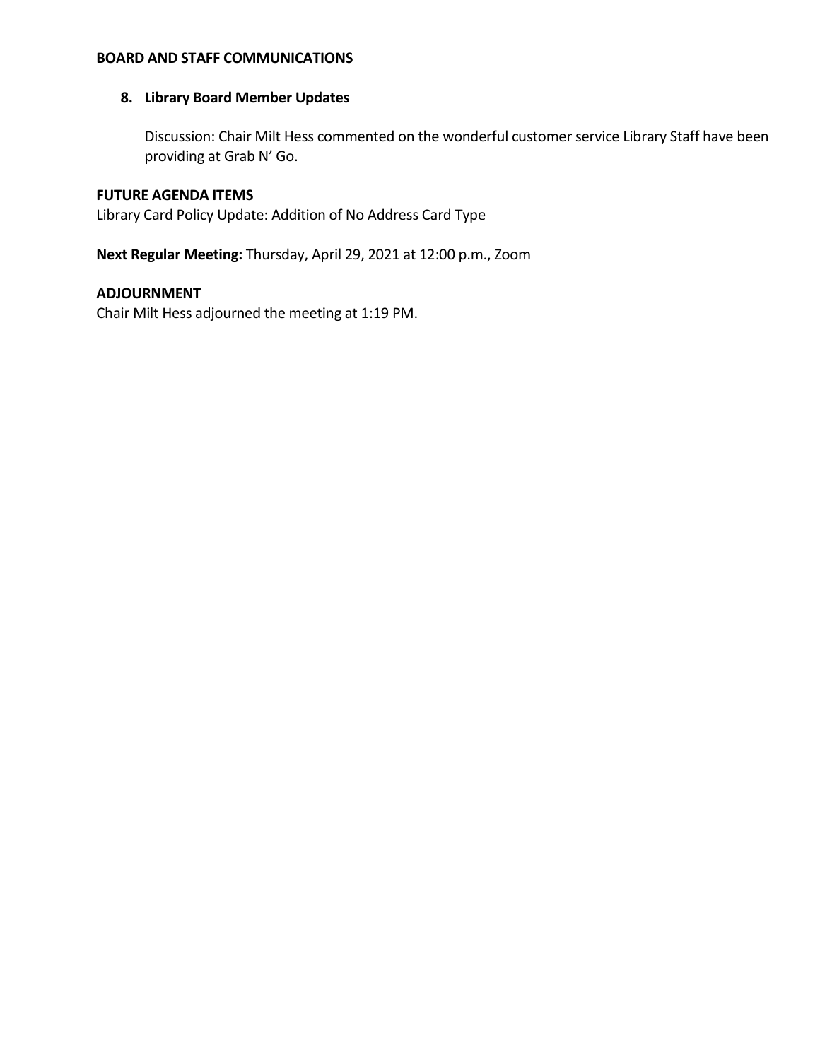## BOARD AND STAFF COMMUNICATIONS

### 8. Library Board Member Updates

Discussion: Chair Milt Hess commented on the wonderful customer service Library Staff have been providing at Grab N' Go.

## FUTURE AGENDA ITEMS

Library Card Policy Update: Addition of No Address Card Type

**Next Regular Meeting:** Thursday, April 29, 2021 at 12:00 p.m., Zoom

## ADJOURNMENT

Chair Milt Hess adjourned the meeting at 1:19 PM.